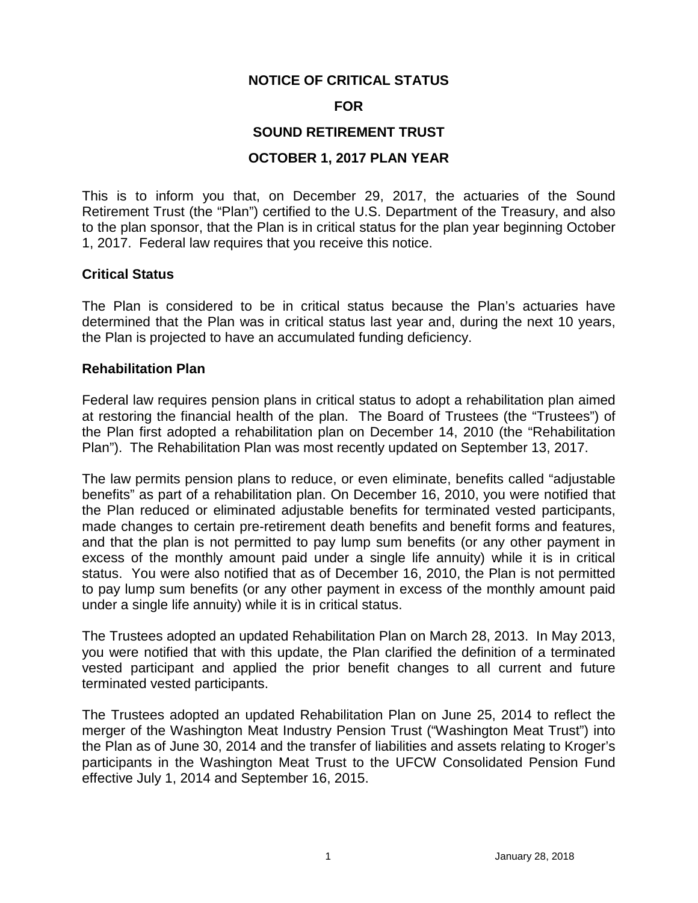# NOTICE OF CRITICAL STATUS

# FOR

# SOUND RETIREMENT TRUST

# OCTOBER 1, 2017 PLAN YEAR

This is to inform you that, on December 29, 2017, the actuaries of the Sound Retirement Trust (the "Plan") certified to the U.S. Department of the Treasury, and also to the plan sponsor, that the Plan is in critical status for the plan year beginning October 1, 2017. Federal law requires that you receive this notice.

## Critical Status

The Plan is considered to be in critical status because the Plan's actuaries have determined that the Plan was in critical status last year and, during the next 10 years, the Plan is projected to have an accumulated funding deficiency.

## Rehabilitation Plan

Federal law requires pension plans in critical status to adopt a rehabilitation plan aimed at restoring the financial health of the plan. The Board of Trustees (the "Trustees") of the Plan first adopted a rehabilitation plan on December 14, 2010 (the "Rehabilitation Plan"). The Rehabilitation Plan was most recently updated on September 13, 2017.

The law permits pension plans to reduce, or even eliminate, benefits called "adjustable benefits" as part of a rehabilitation plan. On December 16, 2010, you were notified that the Plan reduced or eliminated adjustable benefits for terminated vested participants, made changes to certain pre-retirement death benefits and benefit forms and features, and that the plan is not permitted to pay lump sum benefits (or any other payment in excess of the monthly amount paid under a single life annuity) while it is in critical status. You were also notified that as of December 16, 2010, the Plan is not permitted to pay lump sum benefits (or any other payment in excess of the monthly amount paid under a single life annuity) while it is in critical status.

The Trustees adopted an updated Rehabilitation Plan on March 28, 2013. In May 2013, you were notified that with this update, the Plan clarified the definition of a terminated vested participant and applied the prior benefit changes to all current and future terminated vested participants.

The Trustees adopted an updated Rehabilitation Plan on June 25, 2014 to reflect the merger of the Washington Meat Industry Pension Trust ("Washington Meat Trust") into the Plan as of June 30, 2014 and the transfer of liabilities and assets relating to Kroger's participants in the Washington Meat Trust to the UFCW Consolidated Pension Fund effective July 1, 2014 and September 16, 2015.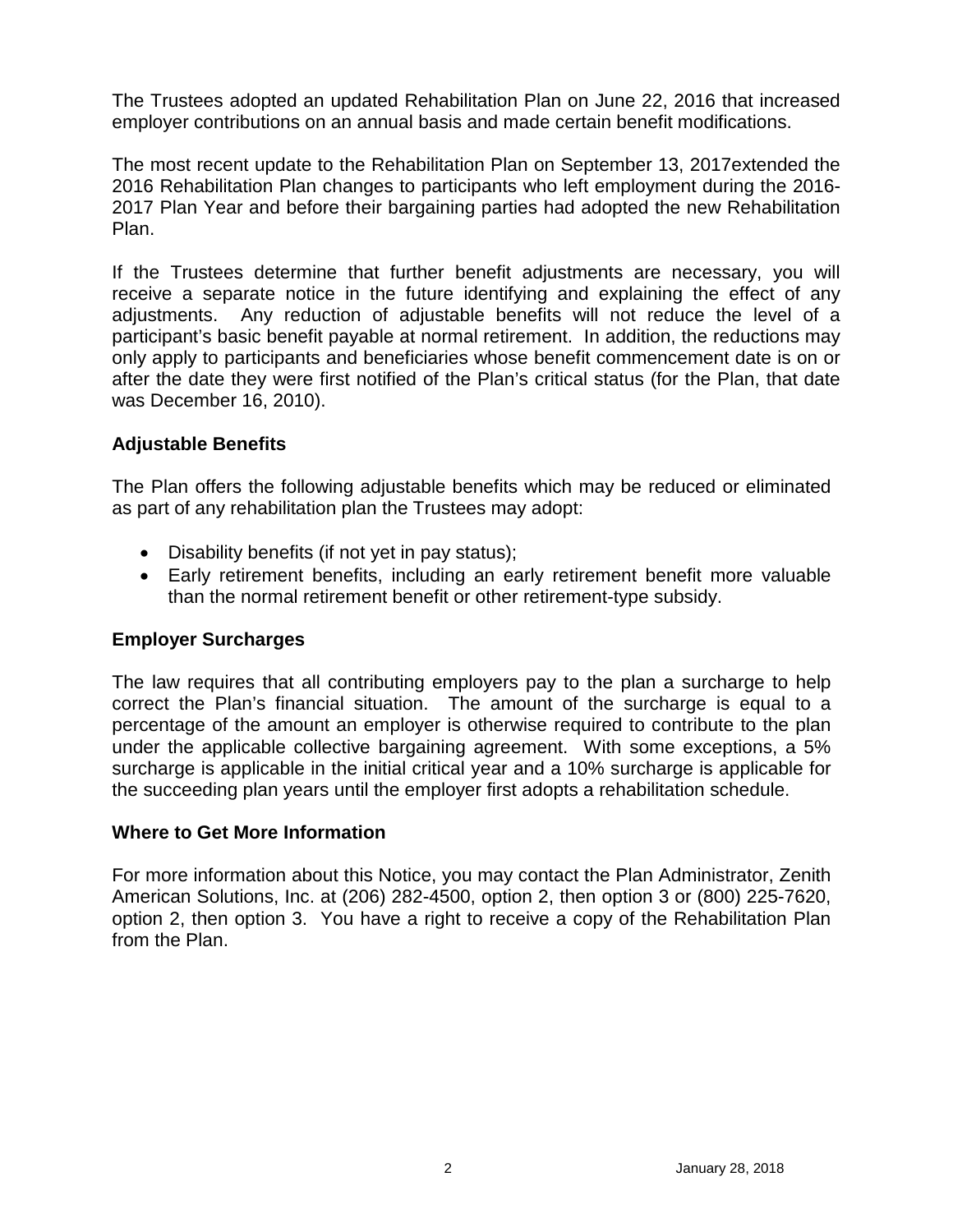The Trustees adopted an updated Rehabilitation Plan on June 22, 2016 that increased employer contributions on an annual basis and made certain benefit modifications.

The most recent update to the Rehabilitation Plan on September 13, 2017extended the 2016 Rehabilitation Plan changes to participants who left employment during the 2016-2017 Plan Year and before their bargaining parties had adopted the new Rehabilitation Plan.

If the Trustees determine that further benefit adjustments are necessary, you will receive a separate notice in the future identifying and explaining the effect of any adjustments. Any reduction of adjustable benefits will not reduce the level of a participant's basic benefit payable at normal retirement. In addition, the reductions may only apply to participants and beneficiaries whose benefit commencement date is on or after the date they were first notified of the Plan's critical status (for the Plan, that date was December 16, 2010).

## Adjustable Benefits

The Plan offers the following adjustable benefits which may be reduced or eliminated as part of any rehabilitation plan the Trustees may adopt:

- Disability benefits (if not yet in pay status);
- Early retirement benefits, including an early retirement benefit more valuable than the normal retirement benefit or other retirement-type subsidy.

## Employer Surcharges

The law requires that all contributing employers pay to the plan a surcharge to help correct the Plan's financial situation. The amount of the surcharge is equal to a percentage of the amount an employer is otherwise required to contribute to the plan under the applicable collective bargaining agreement. With some exceptions, a 5% surcharge is applicable in the initial critical year and a 10% surcharge is applicable for the succeeding plan years until the employer first adopts a rehabilitation schedule.

## Where to Get More Information

For more information about this Notice, you may contact the Plan Administrator, Zenith American Solutions, Inc. at (206) 282-4500, option 2, then option 3 or (800) 225-7620, option 2, then option 3. You have a right to receive a copy of the Rehabilitation Plan from the Plan.

January 28, 2018